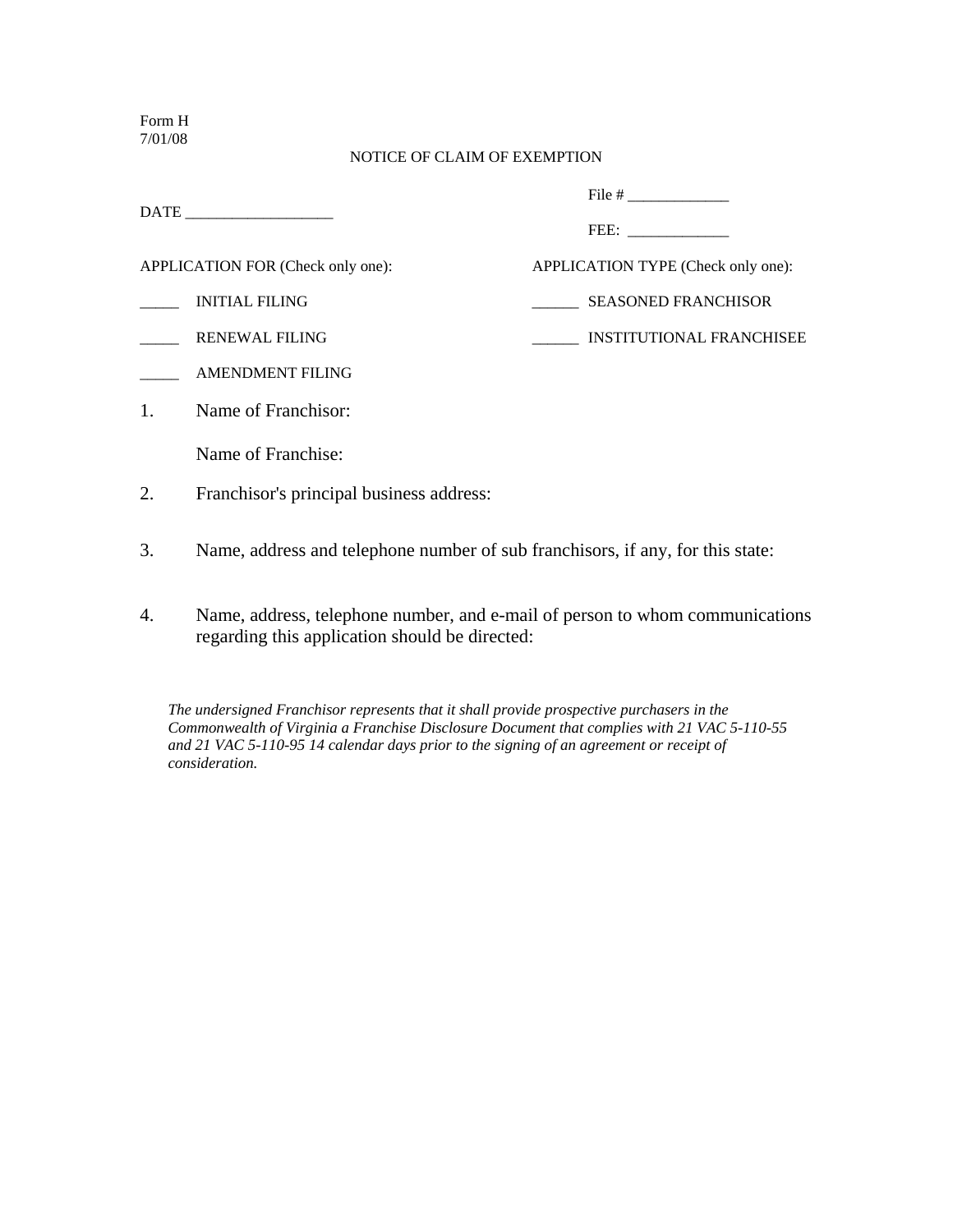Form H
7/01/08

NOTICE OF CLAIM OF EXEMPTION

File # _____________

DATE ___________________

FEE: _____________

APPLICATION FOR (Check only one):

_____ INITIAL FILING

_____ RENEWAL FILING

_____ AMENDMENT FILING

APPLICATION TYPE (Check only one):

______ SEASONED FRANCHISOR

______ INSTITUTIONAL FRANCHISEE

1. Name of Franchisor:

   Name of Franchise:

2. Franchisor's principal business address:

3. Name, address and telephone number of sub franchisors, if any, for this state:

4. Name, address, telephone number, and e-mail of person to whom communications regarding this application should be directed:

*The undersigned Franchisor represents that it shall provide prospective purchasers in the Commonwealth of Virginia a Franchise Disclosure Document that complies with 21 VAC 5-110-55 and 21 VAC 5-110-95 14 calendar days prior to the signing of an agreement or receipt of consideration.*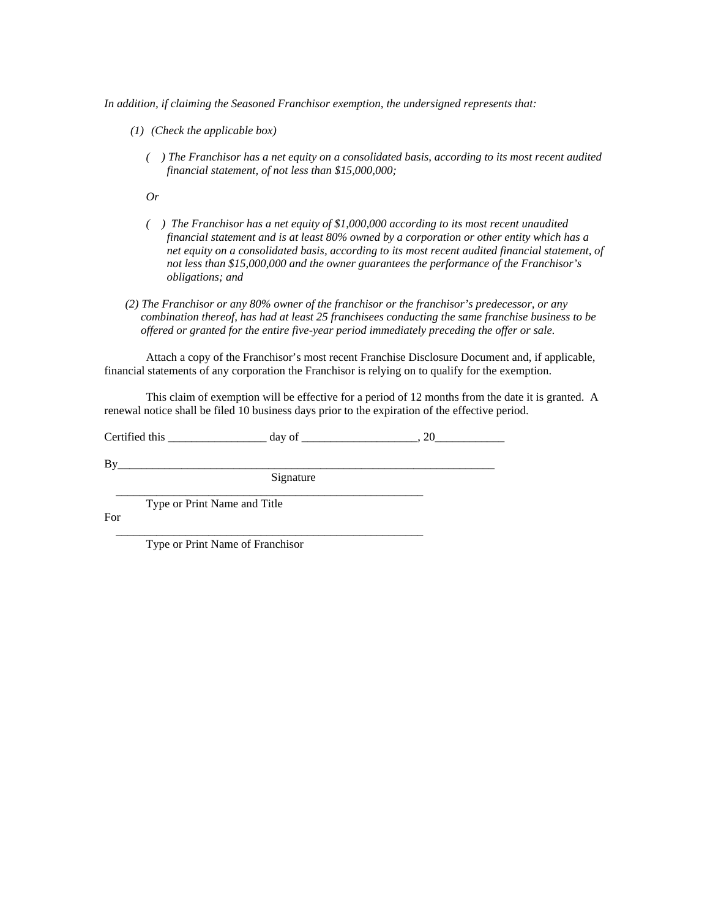*In addition, if claiming the Seasoned Franchisor exemption, the undersigned represents that:*

*(1) (Check the applicable box)*

*( ) The Franchisor has a net equity on a consolidated basis, according to its most recent audited financial statement, of not less than $15,000,000;*

*Or*

*( ) The Franchisor has a net equity of $1,000,000 according to its most recent unaudited financial statement and is at least 80% owned by a corporation or other entity which has a net equity on a consolidated basis, according to its most recent audited financial statement, of not less than $15,000,000 and the owner guarantees the performance of the Franchisor's obligations; and*

*(2) The Franchisor or any 80% owner of the franchisor or the franchisor's predecessor, or any combination thereof, has had at least 25 franchisees conducting the same franchise business to be offered or granted for the entire five-year period immediately preceding the offer or sale.*

Attach a copy of the Franchisor's most recent Franchise Disclosure Document and, if applicable, financial statements of any corporation the Franchisor is relying on to qualify for the exemption.

This claim of exemption will be effective for a period of 12 months from the date it is granted. A renewal notice shall be filed 10 business days prior to the expiration of the effective period.

Certified this _________________ day of ____________________, 20____________

By_________________________________________________________________
Signature

_______________________________________________________
Type or Print Name and Title

For
_______________________________________________________
Type or Print Name of Franchisor